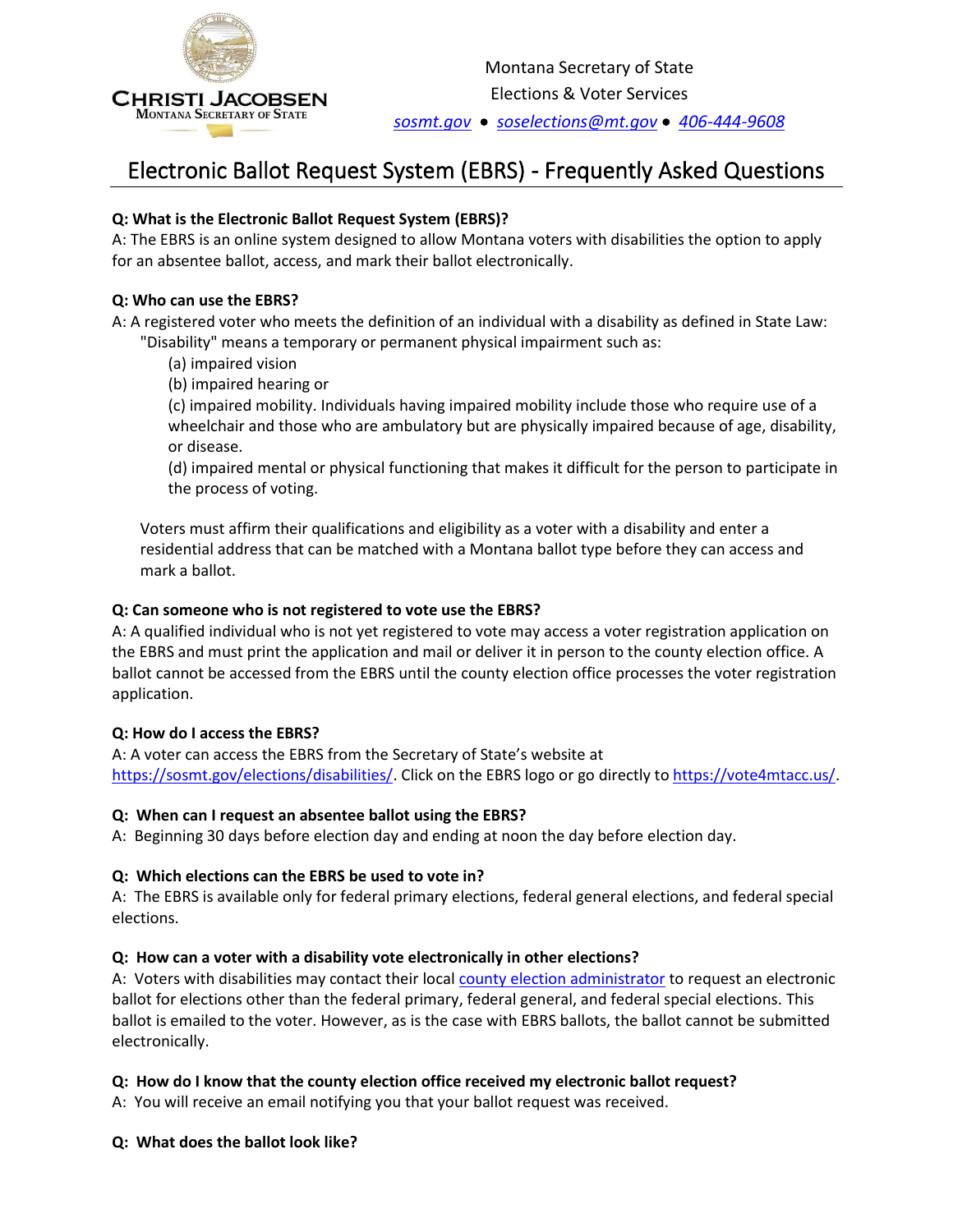CHRISTI JACOBSEN
MONTANA SECRETARY OF STATE

Montana Secretary of State
Elections & Voter Services
[sosmt.gov](sosmt.gov) • [soselections@mt.gov](mailto:soselections@mt.gov) • [406-444-9608](tel:406-444-9608)

# Electronic Ballot Request System (EBRS) - Frequently Asked Questions

**Q: What is the Electronic Ballot Request System (EBRS)?**
A: The EBRS is an online system designed to allow Montana voters with disabilities the option to apply for an absentee ballot, access, and mark their ballot electronically.

**Q: Who can use the EBRS?**
A: A registered voter who meets the definition of an individual with a disability as defined in State Law:

"Disability" means a temporary or permanent physical impairment such as:

(a) impaired vision

(b) impaired hearing or

(c) impaired mobility. Individuals having impaired mobility include those who require use of a wheelchair and those who are ambulatory but are physically impaired because of age, disability, or disease.

(d) impaired mental or physical functioning that makes it difficult for the person to participate in the process of voting.

Voters must affirm their qualifications and eligibility as a voter with a disability and enter a residential address that can be matched with a Montana ballot type before they can access and mark a ballot.

**Q: Can someone who is not registered to vote use the EBRS?**
A: A qualified individual who is not yet registered to vote may access a voter registration application on the EBRS and must print the application and mail or deliver it in person to the county election office. A ballot cannot be accessed from the EBRS until the county election office processes the voter registration application.

**Q: How do I access the EBRS?**
A: A voter can access the EBRS from the Secretary of State's website at [https://sosmt.gov/elections/disabilities/](https://sosmt.gov/elections/disabilities/). Click on the EBRS logo or go directly to [https://vote4mtacc.us/](https://vote4mtacc.us/).

**Q: When can I request an absentee ballot using the EBRS?**
A: Beginning 30 days before election day and ending at noon the day before election day.

**Q: Which elections can the EBRS be used to vote in?**
A: The EBRS is available only for federal primary elections, federal general elections, and federal special elections.

**Q: How can a voter with a disability vote electronically in other elections?**
A: Voters with disabilities may contact their local county election administrator to request an electronic ballot for elections other than the federal primary, federal general, and federal special elections. This ballot is emailed to the voter. However, as is the case with EBRS ballots, the ballot cannot be submitted electronically.

**Q: How do I know that the county election office received my electronic ballot request?**
A: You will receive an email notifying you that your ballot request was received.

**Q: What does the ballot look like?**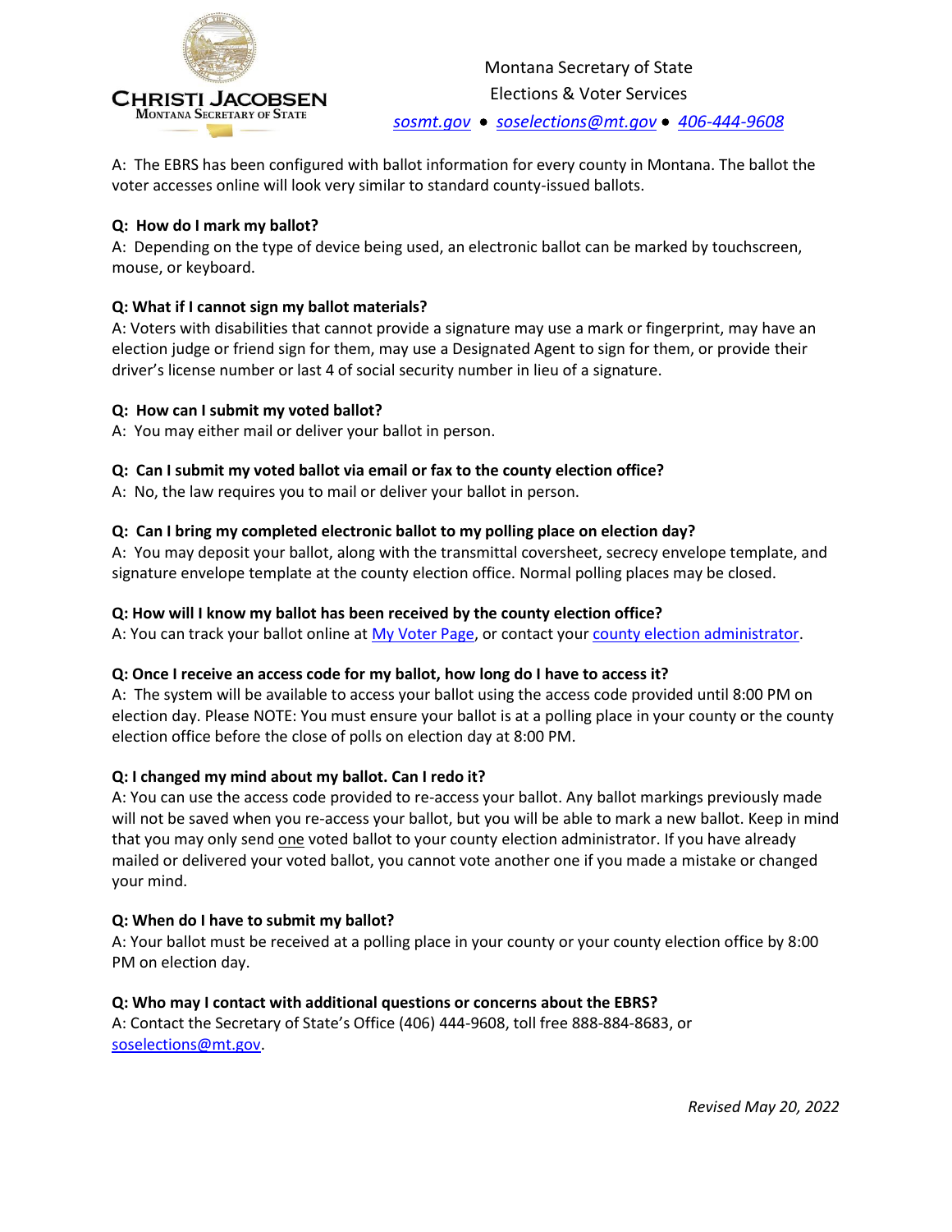A: The EBRS has been configured with ballot information for every county in Montana. The ballot the voter accesses online will look very similar to standard county-issued ballots.

**Q: How do I mark my ballot?**
A: Depending on the type of device being used, an electronic ballot can be marked by touchscreen, mouse, or keyboard.

**Q: What if I cannot sign my ballot materials?**
A: Voters with disabilities that cannot provide a signature may use a mark or fingerprint, may have an election judge or friend sign for them, may use a Designated Agent to sign for them, or provide their driver's license number or last 4 of social security number in lieu of a signature.

**Q: How can I submit my voted ballot?**
A: You may either mail or deliver your ballot in person.

**Q: Can I submit my voted ballot via email or fax to the county election office?**
A: No, the law requires you to mail or deliver your ballot in person.

**Q: Can I bring my completed electronic ballot to my polling place on election day?**
A: You may deposit your ballot, along with the transmittal coversheet, secrecy envelope template, and signature envelope template at the county election office. Normal polling places may be closed.

**Q: How will I know my ballot has been received by the county election office?**
A: You can track your ballot online at My Voter Page, or contact your county election administrator.

**Q: Once I receive an access code for my ballot, how long do I have to access it?**
A: The system will be available to access your ballot using the access code provided until 8:00 PM on election day. Please NOTE: You must ensure your ballot is at a polling place in your county or the county election office before the close of polls on election day at 8:00 PM.

**Q: I changed my mind about my ballot. Can I redo it?**
A: You can use the access code provided to re-access your ballot. Any ballot markings previously made will not be saved when you re-access your ballot, but you will be able to mark a new ballot. Keep in mind that you may only send one voted ballot to your county election administrator. If you have already mailed or delivered your voted ballot, you cannot vote another one if you made a mistake or changed your mind.

**Q: When do I have to submit my ballot?**
A: Your ballot must be received at a polling place in your county or your county election office by 8:00 PM on election day.

**Q: Who may I contact with additional questions or concerns about the EBRS?**
A: Contact the Secretary of State's Office (406) 444-9608, toll free 888-884-8683, or soselections@mt.gov.

*Revised May 20, 2022*